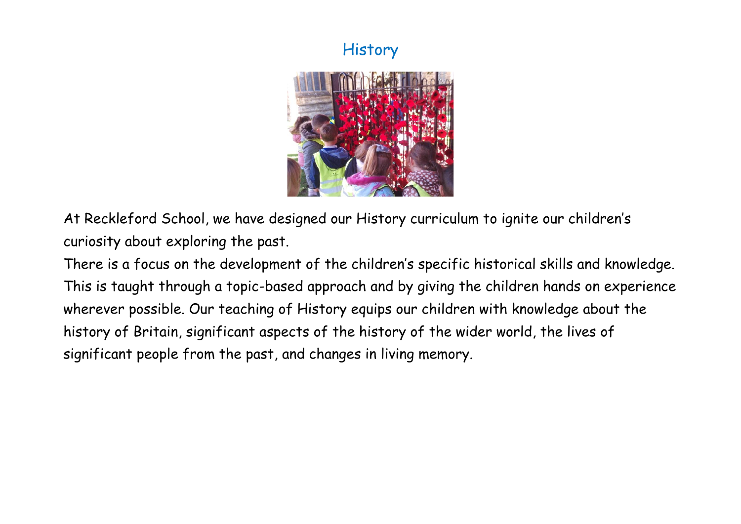# History

At Reckleford School, we have designed our History curriculum to ignite our children's curiosity about exploring the past.

There is a focus on the development of the children's specific historical skills and knowledge. This is taught through a topic-based approach and by giving the children hands on experience wherever possible. Our teaching of History equips our children with knowledge about the history of Britain, significant aspects of the history of the wider world, the lives of significant people from the past, and changes in living memory.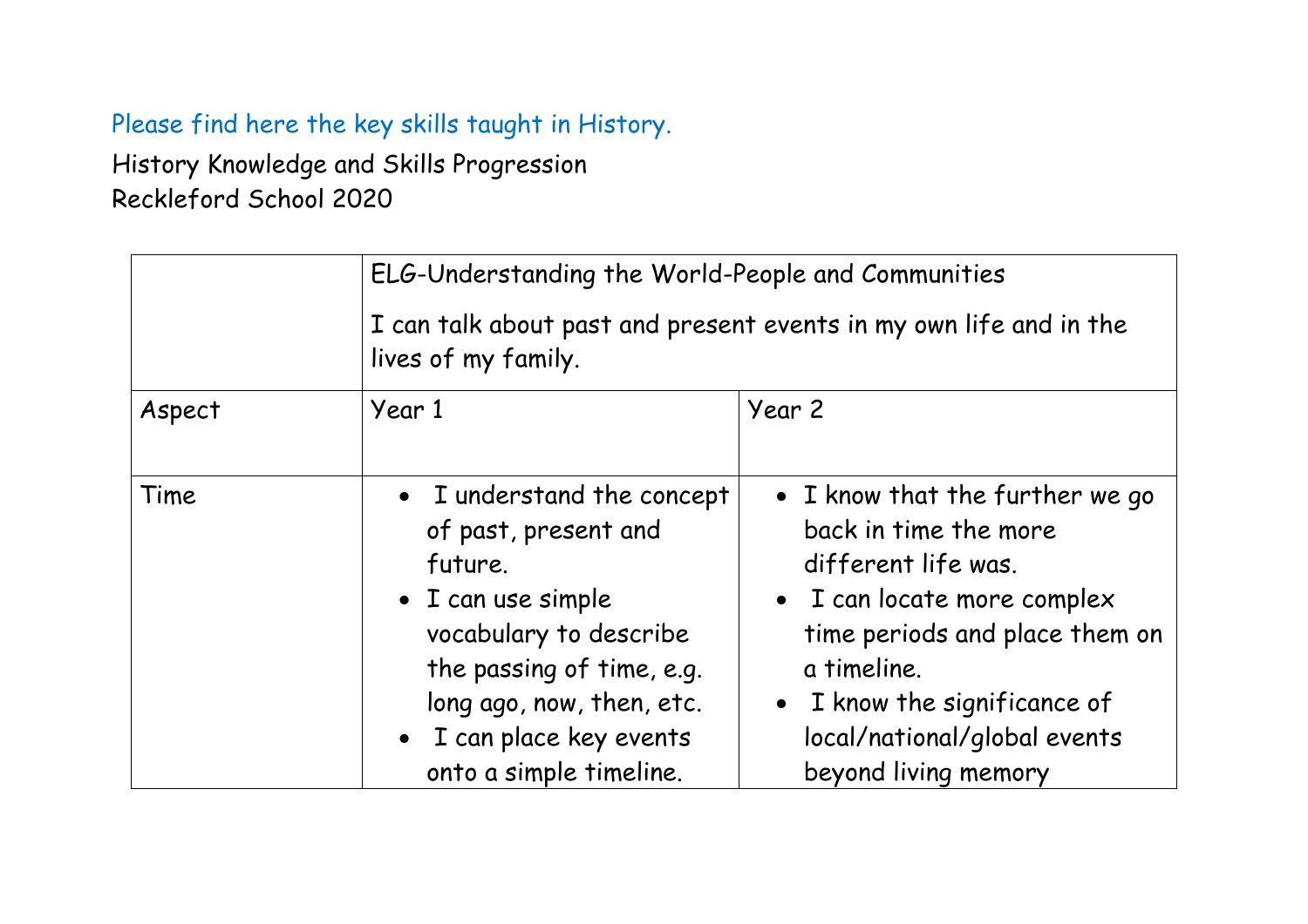Please find here the key skills taught in History.

History Knowledge and Skills Progression
Reckleford School 2020

| | ELG-Understanding the World-People and Communities<br><br>I can talk about past and present events in my own life and in the lives of my family. | |
|---|---|---|
| Aspect | Year 1 | Year 2 |
| Time | • I understand the concept of past, present and future.<br>• I can use simple vocabulary to describe the passing of time, e.g. long ago, now, then, etc.<br>• I can place key events onto a simple timeline. | • I know that the further we go back in time the more different life was.<br>• I can locate more complex time periods and place them on a timeline.<br>• I know the significance of local/national/global events beyond living memory |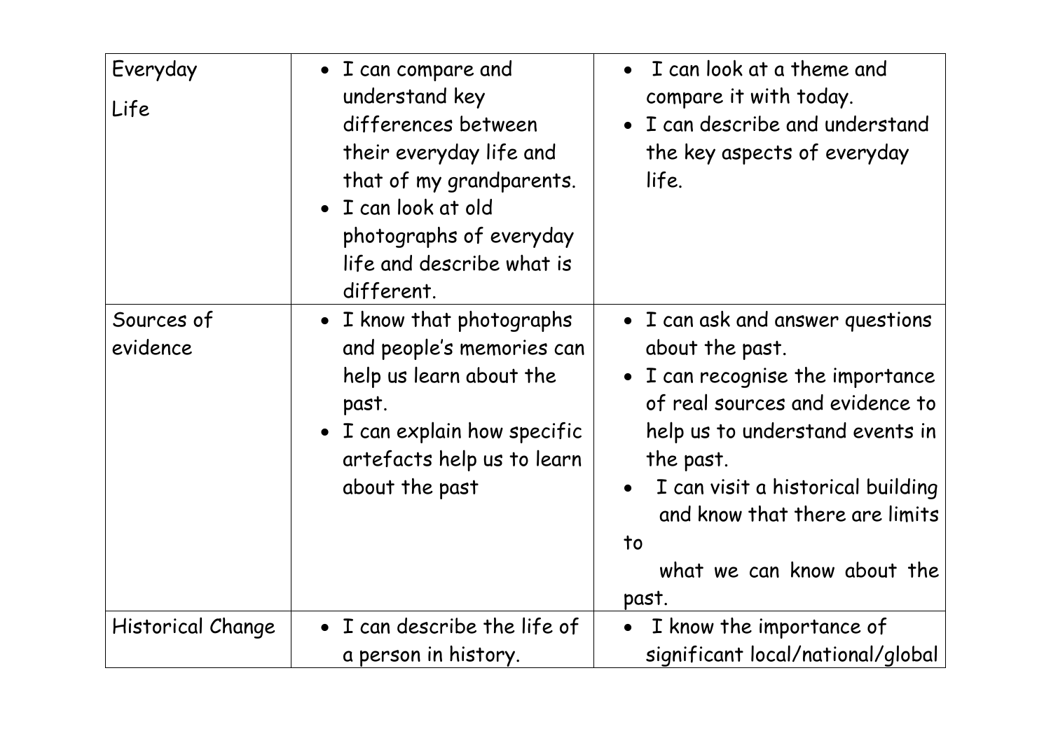| Everyday Life | • I can compare and understand key differences between their everyday life and that of my grandparents.<br>• I can look at old photographs of everyday life and describe what is different. | • I can look at a theme and compare it with today.<br>• I can describe and understand the key aspects of everyday life. |
|---|---|---|
| Sources of evidence | • I know that photographs and people's memories can help us learn about the past.<br>• I can explain how specific artefacts help us to learn about the past | • I can ask and answer questions about the past.<br>• I can recognise the importance of real sources and evidence to help us to understand events in the past.<br>• I can visit a historical building and know that there are limits to what we can know about the past. |
| Historical Change | • I can describe the life of a person in history. | • I know the importance of significant local/national/global |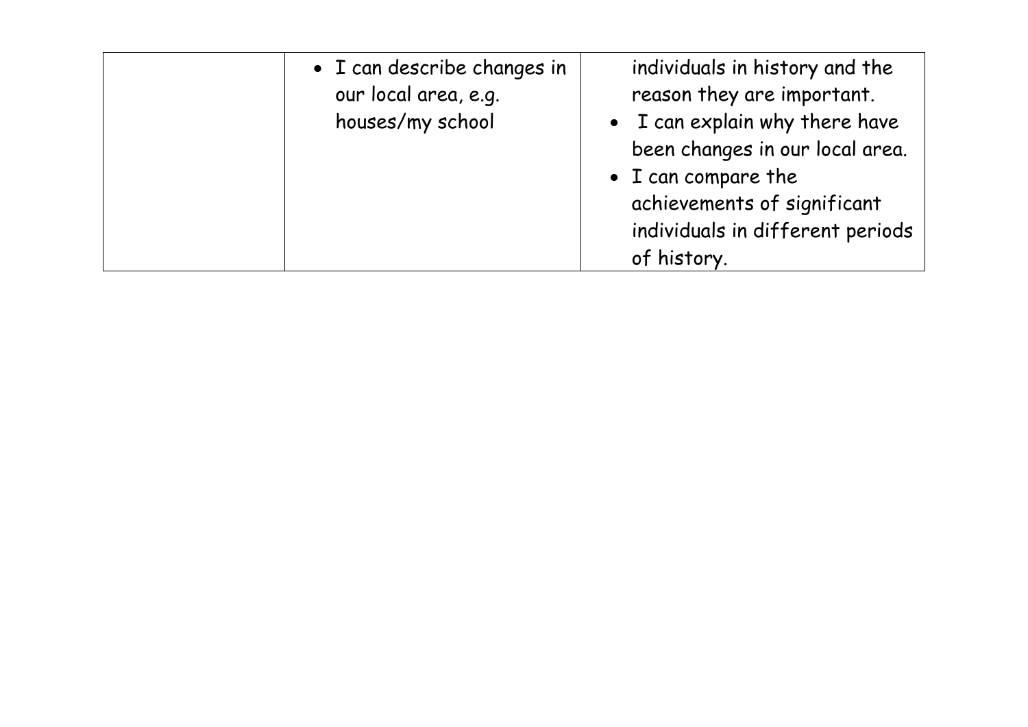| | | |
|---|---|---|
| | • I can describe changes in our local area, e.g. houses/my school | individuals in history and the reason they are important.<br>• I can explain why there have been changes in our local area.<br>• I can compare the achievements of significant individuals in different periods of history. |